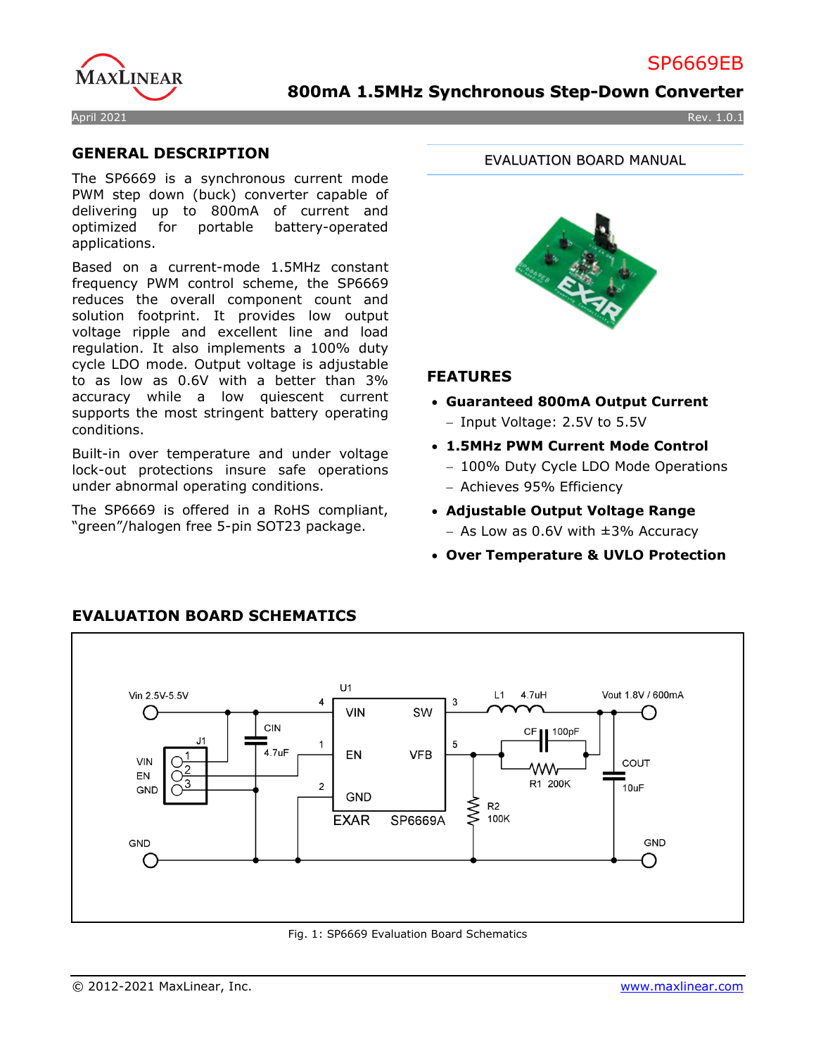# SP6669EB

## 800mA 1.5MHz Synchronous Step-Down Converter

April 2021 Rev. 1.0.1

EVALUATION BOARD MANUAL

## GENERAL DESCRIPTION

The SP6669 is a synchronous current mode PWM step down (buck) converter capable of delivering up to 800mA of current and optimized for portable battery-operated applications.

Based on a current-mode 1.5MHz constant frequency PWM control scheme, the SP6669 reduces the overall component count and solution footprint. It provides low output voltage ripple and excellent line and load regulation. It also implements a 100% duty cycle LDO mode. Output voltage is adjustable to as low as 0.6V with a better than 3% accuracy while a low quiescent current supports the most stringent battery operating conditions.

Built-in over temperature and under voltage lock-out protections insure safe operations under abnormal operating conditions.

The SP6669 is offered in a RoHS compliant, "green"/halogen free 5-pin SOT23 package.

## FEATURES

- **Guaranteed 800mA Output Current**
  - Input Voltage: 2.5V to 5.5V
- **1.5MHz PWM Current Mode Control**
  - 100% Duty Cycle LDO Mode Operations
  - Achieves 95% Efficiency
- **Adjustable Output Voltage Range**
  - As Low as 0.6V with ±3% Accuracy
- **Over Temperature & UVLO Protection**

## EVALUATION BOARD SCHEMATICS

Fig. 1: SP6669 Evaluation Board Schematics

© 2012-2021 MaxLinear, Inc. www.maxlinear.com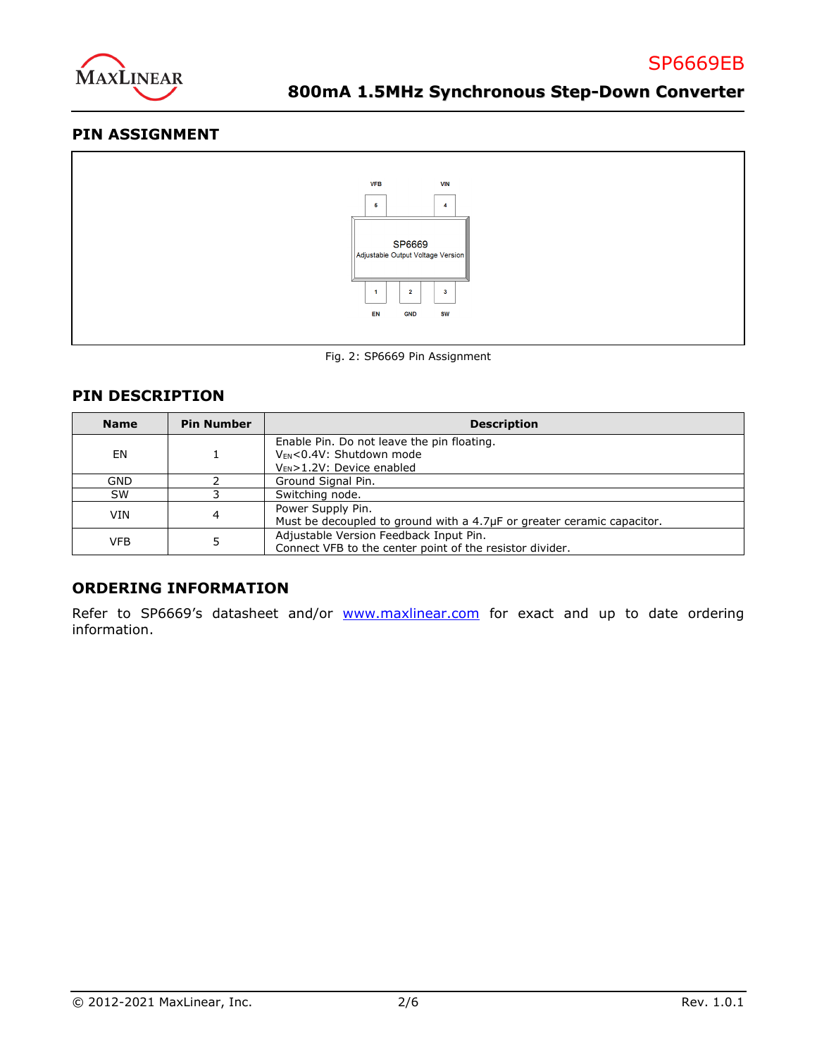## PIN ASSIGNMENT

Fig. 2: SP6669 Pin Assignment

## PIN DESCRIPTION

| Name | Pin Number | Description |
|---|---|---|
| EN | 1 | Enable Pin. Do not leave the pin floating.<br>$V_{EN}$<0.4V: Shutdown mode<br>$V_{EN}$>1.2V: Device enabled |
| GND | 2 | Ground Signal Pin. |
| SW | 3 | Switching node. |
| VIN | 4 | Power Supply Pin.<br>Must be decoupled to ground with a 4.7μF or greater ceramic capacitor. |
| VFB | 5 | Adjustable Version Feedback Input Pin.<br>Connect VFB to the center point of the resistor divider. |

## ORDERING INFORMATION

Refer to SP6669's datasheet and/or www.maxlinear.com for exact and up to date ordering information.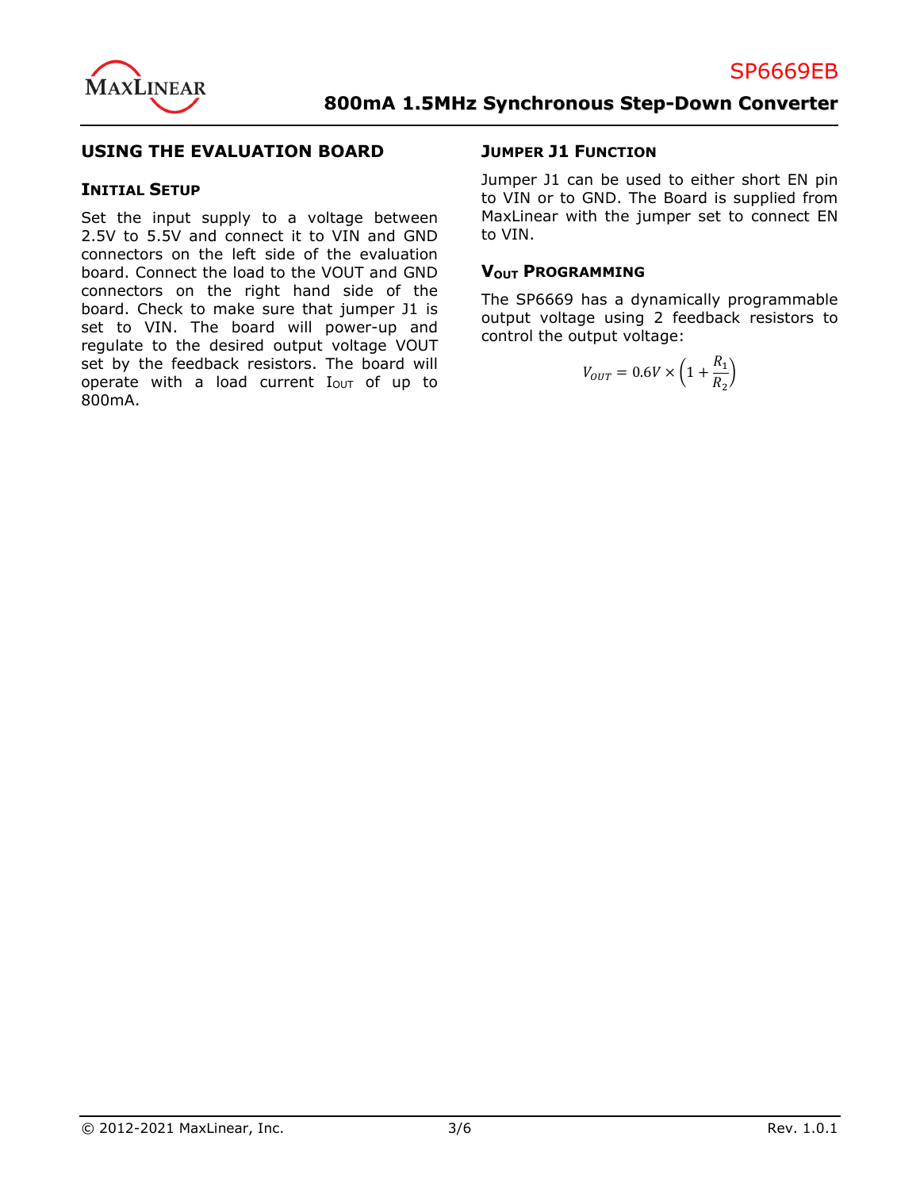## USING THE EVALUATION BOARD

### INITIAL SETUP

Set the input supply to a voltage between 2.5V to 5.5V and connect it to VIN and GND connectors on the left side of the evaluation board. Connect the load to the VOUT and GND connectors on the right hand side of the board. Check to make sure that jumper J1 is set to VIN. The board will power-up and regulate to the desired output voltage VOUT set by the feedback resistors. The board will operate with a load current $I_{OUT}$ of up to 800mA.

### JUMPER J1 FUNCTION

Jumper J1 can be used to either short EN pin to VIN or to GND. The Board is supplied from MaxLinear with the jumper set to connect EN to VIN.

### $V_{OUT}$ PROGRAMMING

The SP6669 has a dynamically programmable output voltage using 2 feedback resistors to control the output voltage:

$$V_{OUT} = 0.6V \times \left(1 + \frac{R_1}{R_2}\right)$$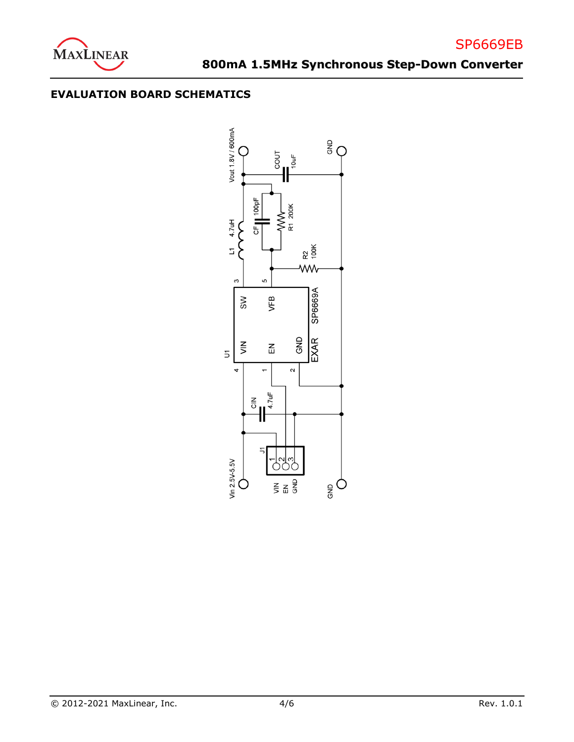## EVALUATION BOARD SCHEMATICS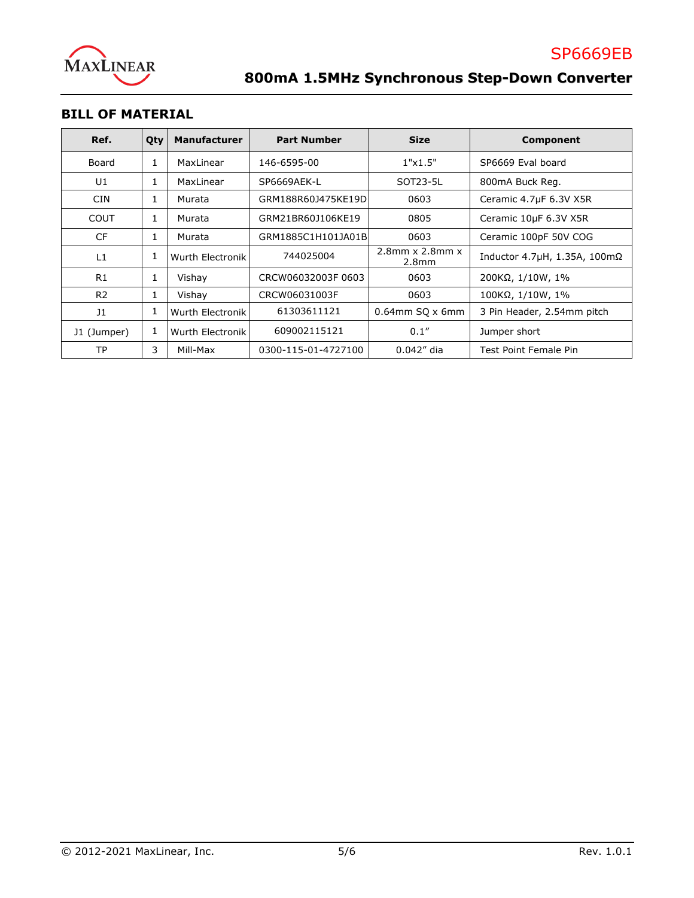## BILL OF MATERIAL

| Ref. | Qty | Manufacturer | Part Number | Size | Component |
|---|---|---|---|---|---|
| Board | 1 | MaxLinear | 146-6595-00 | 1"x1.5" | SP6669 Eval board |
| U1 | 1 | MaxLinear | SP6669AEK-L | SOT23-5L | 800mA Buck Reg. |
| CIN | 1 | Murata | GRM188R60J475KE19D | 0603 | Ceramic 4.7μF 6.3V X5R |
| COUT | 1 | Murata | GRM21BR60J106KE19 | 0805 | Ceramic 10μF 6.3V X5R |
| CF | 1 | Murata | GRM1885C1H101JA01B | 0603 | Ceramic 100pF 50V COG |
| L1 | 1 | Wurth Electronik | 744025004 | 2.8mm x 2.8mm x 2.8mm | Inductor 4.7μH, 1.35A, 100mΩ |
| R1 | 1 | Vishay | CRCW06032003F 0603 | 0603 | 200KΩ, 1/10W, 1% |
| R2 | 1 | Vishay | CRCW06031003F | 0603 | 100KΩ, 1/10W, 1% |
| J1 | 1 | Wurth Electronik | 61303611121 | 0.64mm SQ x 6mm | 3 Pin Header, 2.54mm pitch |
| J1 (Jumper) | 1 | Wurth Electronik | 609002115121 | 0.1” | Jumper short |
| TP | 3 | Mill-Max | 0300-115-01-4727100 | 0.042” dia | Test Point Female Pin |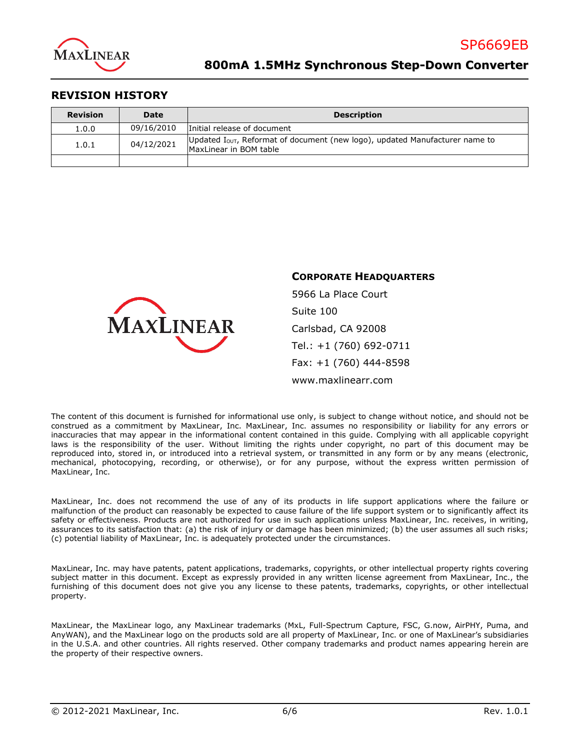## REVISION HISTORY

| Revision | Date | Description |
|---|---|---|
| 1.0.0 | 09/16/2010 | Initial release of document |
| 1.0.1 | 04/12/2021 | Updated $I_{OUT}$, Reformat of document (new logo), updated Manufacturer name to MaxLinear in BOM table |
| | | |

**CORPORATE HEADQUARTERS**

5966 La Place Court

Suite 100

Carlsbad, CA 92008

Tel.: +1 (760) 692-0711

Fax: +1 (760) 444-8598

www.maxlinearr.com

The content of this document is furnished for informational use only, is subject to change without notice, and should not be construed as a commitment by MaxLinear, Inc. MaxLinear, Inc. assumes no responsibility or liability for any errors or inaccuracies that may appear in the informational content contained in this guide. Complying with all applicable copyright laws is the responsibility of the user. Without limiting the rights under copyright, no part of this document may be reproduced into, stored in, or introduced into a retrieval system, or transmitted in any form or by any means (electronic, mechanical, photocopying, recording, or otherwise), or for any purpose, without the express written permission of MaxLinear, Inc.

MaxLinear, Inc. does not recommend the use of any of its products in life support applications where the failure or malfunction of the product can reasonably be expected to cause failure of the life support system or to significantly affect its safety or effectiveness. Products are not authorized for use in such applications unless MaxLinear, Inc. receives, in writing, assurances to its satisfaction that: (a) the risk of injury or damage has been minimized; (b) the user assumes all such risks; (c) potential liability of MaxLinear, Inc. is adequately protected under the circumstances.

MaxLinear, Inc. may have patents, patent applications, trademarks, copyrights, or other intellectual property rights covering subject matter in this document. Except as expressly provided in any written license agreement from MaxLinear, Inc., the furnishing of this document does not give you any license to these patents, trademarks, copyrights, or other intellectual property.

MaxLinear, the MaxLinear logo, any MaxLinear trademarks (MxL, Full-Spectrum Capture, FSC, G.now, AirPHY, Puma, and AnyWAN), and the MaxLinear logo on the products sold are all property of MaxLinear, Inc. or one of MaxLinear's subsidiaries in the U.S.A. and other countries. All rights reserved. Other company trademarks and product names appearing herein are the property of their respective owners.

© 2012-2021 MaxLinear, Inc.